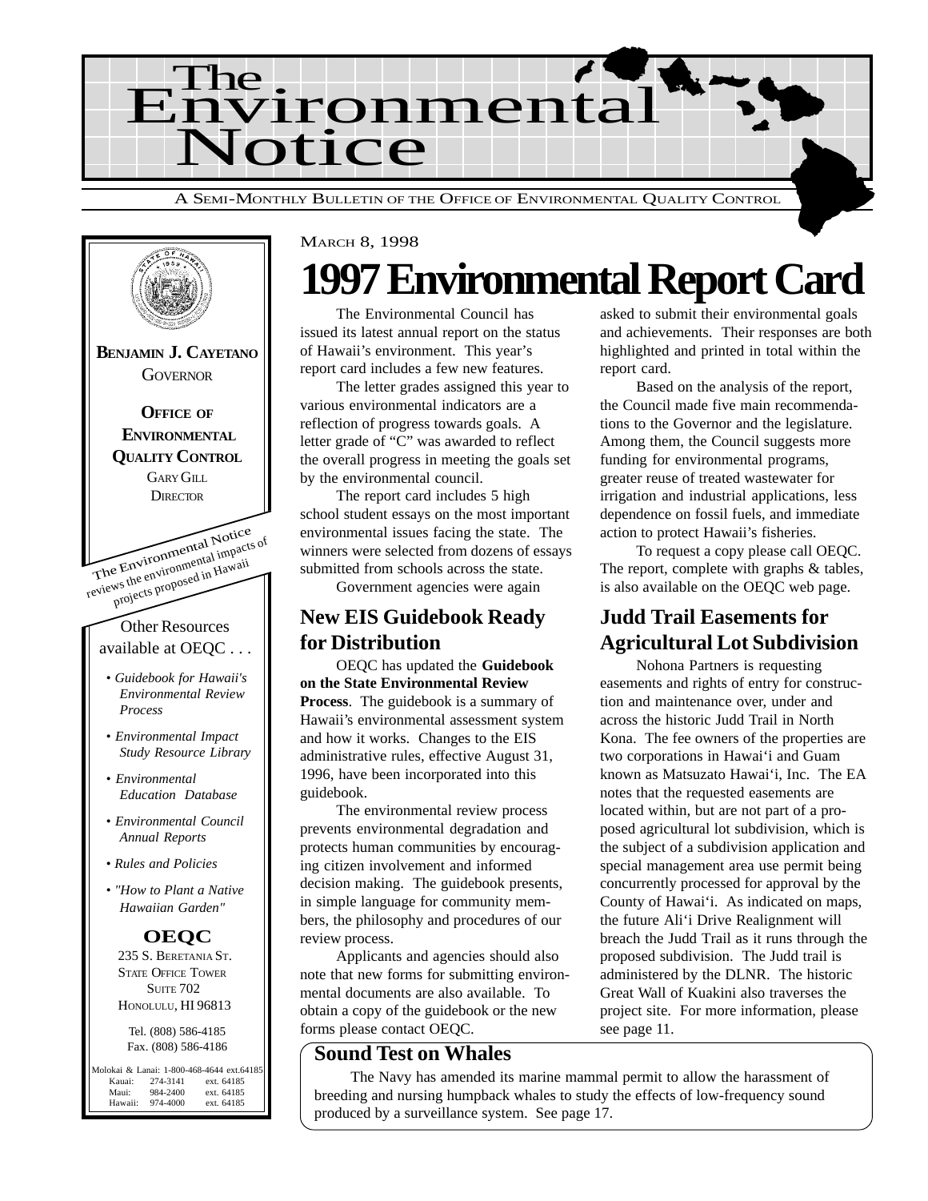# The Environmental Notice

A SEMI-MONTHLY BULLETIN OF THE OFFICE OF ENVIRONMENTAL QUALITY CONTROL

**BENJAMIN J. CAYETANO**
GOVERNOR

**OFFICE OF ENVIRONMENTAL QUALITY CONTROL**
GARY GILL
DIRECTOR

The Environmental Notice reviews the environmental impacts of projects proposed in Hawaii

Other Resources available at OEQC . . .

- *Guidebook for Hawaii's Environmental Review Process*
- *Environmental Impact Study Resource Library*
- *Environmental Education Database*
- *Environmental Council Annual Reports*
- *Rules and Policies*
- *"How to Plant a Native Hawaiian Garden"*

**OEQC**
235 S. BERETANIA ST.
STATE OFFICE TOWER
SUITE 702
HONOLULU, HI 96813

Tel. (808) 586-4185
Fax. (808) 586-4186

| | | |
|---|---|---|
| Molokai & Lanai: | 1-800-468-4644 | ext.64185 |
| Kauai: | 274-3141 | ext. 64185 |
| Maui: | 984-2400 | ext. 64185 |
| Hawaii: | 974-4000 | ext. 64185 |

MARCH 8, 1998

# 1997 Environmental Report Card

The Environmental Council has issued its latest annual report on the status of Hawaii's environment. This year's report card includes a few new features.

The letter grades assigned this year to various environmental indicators are a reflection of progress towards goals. A letter grade of "C" was awarded to reflect the overall progress in meeting the goals set by the environmental council.

The report card includes 5 high school student essays on the most important environmental issues facing the state. The winners were selected from dozens of essays submitted from schools across the state.

Government agencies were again asked to submit their environmental goals and achievements. Their responses are both highlighted and printed in total within the report card.

Based on the analysis of the report, the Council made five main recommendations to the Governor and the legislature. Among them, the Council suggests more funding for environmental programs, greater reuse of treated wastewater for irrigation and industrial applications, less dependence on fossil fuels, and immediate action to protect Hawaii's fisheries.

To request a copy please call OEQC. The report, complete with graphs & tables, is also available on the OEQC web page.

## New EIS Guidebook Ready for Distribution

OEQC has updated the **Guidebook on the State Environmental Review Process**. The guidebook is a summary of Hawaii's environmental assessment system and how it works. Changes to the EIS administrative rules, effective August 31, 1996, have been incorporated into this guidebook.

The environmental review process prevents environmental degradation and protects human communities by encouraging citizen involvement and informed decision making. The guidebook presents, in simple language for community members, the philosophy and procedures of our review process.

Applicants and agencies should also note that new forms for submitting environmental documents are also available. To obtain a copy of the guidebook or the new forms please contact OEQC.

## Judd Trail Easements for Agricultural Lot Subdivision

Nohona Partners is requesting easements and rights of entry for construction and maintenance over, under and across the historic Judd Trail in North Kona. The fee owners of the properties are two corporations in Hawai‘i and Guam known as Matsuzato Hawai‘i, Inc. The EA notes that the requested easements are located within, but are not part of a proposed agricultural lot subdivision, which is the subject of a subdivision application and special management area use permit being concurrently processed for approval by the County of Hawai‘i. As indicated on maps, the future Ali‘i Drive Realignment will breach the Judd Trail as it runs through the proposed subdivision. The Judd trail is administered by the DLNR. The historic Great Wall of Kuakini also traverses the project site. For more information, please see page 11.

## Sound Test on Whales

The Navy has amended its marine mammal permit to allow the harassment of breeding and nursing humpback whales to study the effects of low-frequency sound produced by a surveillance system. See page 17.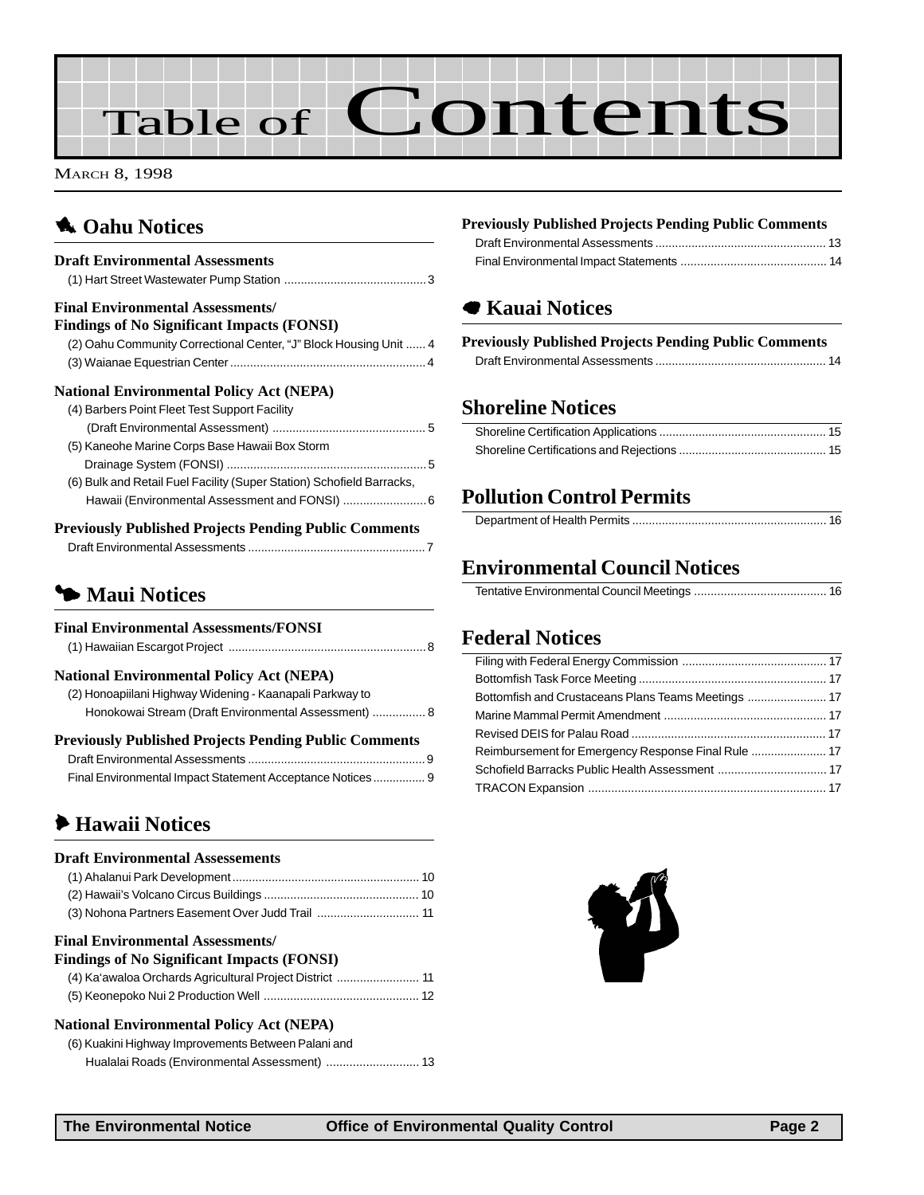# Table of Contents

MARCH 8, 1998

## Oahu Notices

### Draft Environmental Assessments

(1) Hart Street Wastewater Pump Station ........................................... 3

### Final Environmental Assessments/ Findings of No Significant Impacts (FONSI)

(2) Oahu Community Correctional Center, "J" Block Housing Unit ...... 4

(3) Waianae Equestrian Center ........................................................... 4

### National Environmental Policy Act (NEPA)

(4) Barbers Point Fleet Test Support Facility (Draft Environmental Assessment) .............................................. 5

(5) Kaneohe Marine Corps Base Hawaii Box Storm Drainage System (FONSI) ............................................................ 5

(6) Bulk and Retail Fuel Facility (Super Station) Schofield Barracks, Hawaii (Environmental Assessment and FONSI) ......................... 6

### Previously Published Projects Pending Public Comments

Draft Environmental Assessments ...................................................... 7

## Maui Notices

### Final Environmental Assessments/FONSI

(1) Hawaiian Escargot Project ........................................................... 8

### National Environmental Policy Act (NEPA)

(2) Honoapiilani Highway Widening - Kaanapali Parkway to Honokowai Stream (Draft Environmental Assessment) ................ 8

### Previously Published Projects Pending Public Comments

Draft Environmental Assessments ...................................................... 9

Final Environmental Impact Statement Acceptance Notices ................ 9

## Hawaii Notices

### Draft Environmental Assessements

(1) Ahalanui Park Development ......................................................... 10

(2) Hawaii's Volcano Circus Buildings ............................................... 10

(3) Nohona Partners Easement Over Judd Trail .............................. 11

### Final Environmental Assessments/ Findings of No Significant Impacts (FONSI)

(4) Ka'awaloa Orchards Agricultural Project District ......................... 11

(5) Keonepoko Nui 2 Production Well ............................................... 12

### National Environmental Policy Act (NEPA)

(6) Kuakini Highway Improvements Between Palani and Hualalai Roads (Environmental Assessment) ............................ 13

### Previously Published Projects Pending Public Comments

Draft Environmental Assessments .................................................... 13

Final Environmental Impact Statements ............................................ 14

## Kauai Notices

### Previously Published Projects Pending Public Comments

Draft Environmental Assessments .................................................... 14

## Shoreline Notices

Shoreline Certification Applications .................................................. 15

Shoreline Certifications and Rejections ............................................. 15

## Pollution Control Permits

Department of Health Permits ........................................................... 16

## Environmental Council Notices

Tentative Environmental Council Meetings ........................................ 16

## Federal Notices

Filing with Federal Energy Commission ............................................ 17

Bottomfish Task Force Meeting ......................................................... 17

Bottomfish and Crustaceans Plans Teams Meetings ........................ 17

Marine Mammal Permit Amendment ................................................. 17

Revised DEIS for Palau Road ........................................................... 17

Reimbursement for Emergency Response Final Rule ....................... 17

Schofield Barracks Public Health Assessment ................................. 17

TRACON Expansion ........................................................................ 17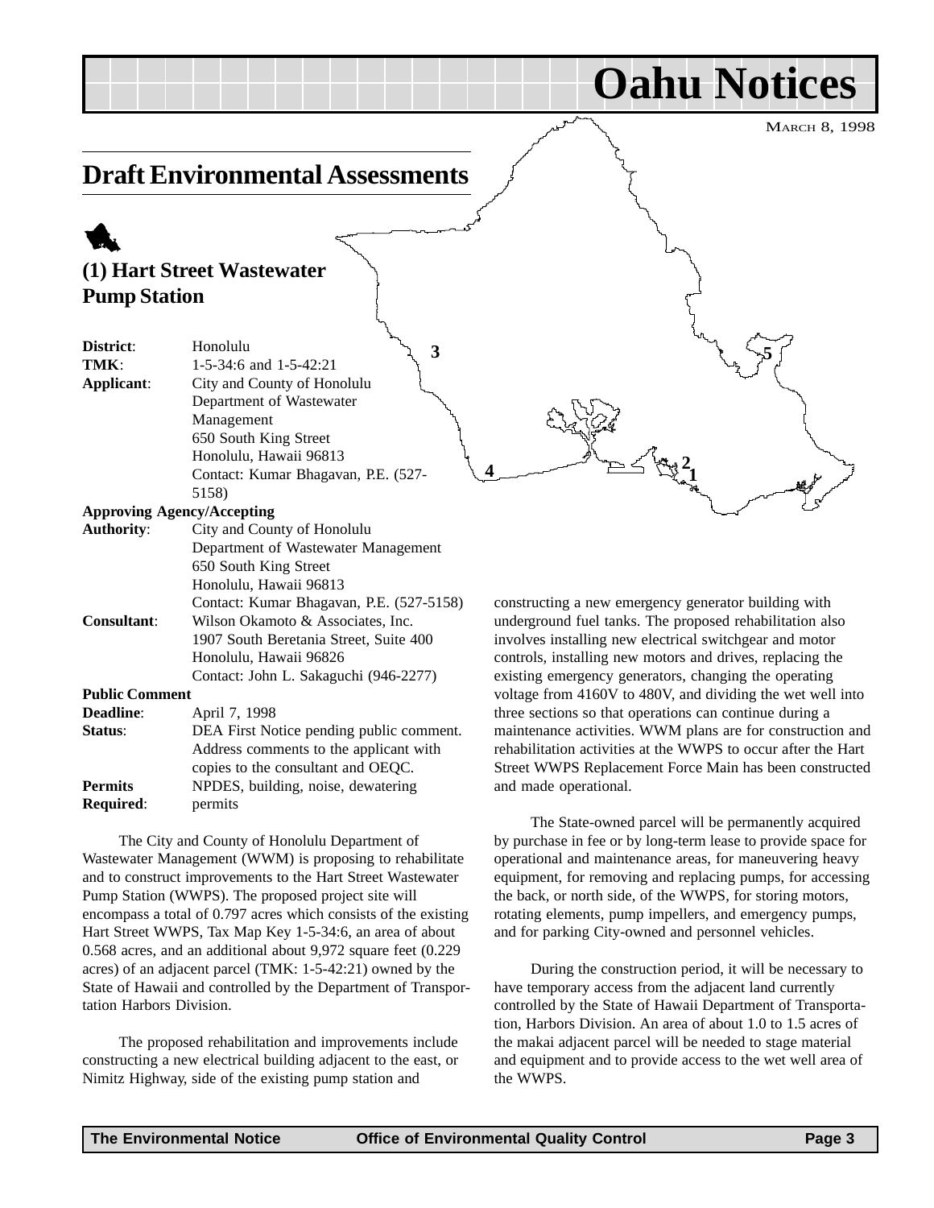# Oahu Notices

MARCH 8, 1998

## Draft Environmental Assessments

### (1) Hart Street Wastewater Pump Station

| | |
|---|---|
| **District**: | Honolulu |
| **TMK**: | 1-5-34:6 and 1-5-42:21 |
| **Applicant**: | City and County of Honolulu Department of Wastewater Management 650 South King Street Honolulu, Hawaii 96813 Contact: Kumar Bhagavan, P.E. (527-5158) |
| **Approving Agency/Accepting Authority**: | City and County of Honolulu Department of Wastewater Management 650 South King Street Honolulu, Hawaii 96813 Contact: Kumar Bhagavan, P.E. (527-5158) |
| **Consultant**: | Wilson Okamoto & Associates, Inc. 1907 South Beretania Street, Suite 400 Honolulu, Hawaii 96826 Contact: John L. Sakaguchi (946-2277) |
| **Public Comment Deadline**: | April 7, 1998 |
| **Status**: | DEA First Notice pending public comment. Address comments to the applicant with copies to the consultant and OEQC. |
| **Permits Required**: | NPDES, building, noise, dewatering permits |

The City and County of Honolulu Department of Wastewater Management (WWM) is proposing to rehabilitate and to construct improvements to the Hart Street Wastewater Pump Station (WWPS). The proposed project site will encompass a total of 0.797 acres which consists of the existing Hart Street WWPS, Tax Map Key 1-5-34:6, an area of about 0.568 acres, and an additional about 9,972 square feet (0.229 acres) of an adjacent parcel (TMK: 1-5-42:21) owned by the State of Hawaii and controlled by the Department of Transportation Harbors Division.

The proposed rehabilitation and improvements include constructing a new electrical building adjacent to the east, or Nimitz Highway, side of the existing pump station and constructing a new emergency generator building with underground fuel tanks. The proposed rehabilitation also involves installing new electrical switchgear and motor controls, installing new motors and drives, replacing the existing emergency generators, changing the operating voltage from 4160V to 480V, and dividing the wet well into three sections so that operations can continue during a maintenance activities. WWM plans are for construction and rehabilitation activities at the WWPS to occur after the Hart Street WWPS Replacement Force Main has been constructed and made operational.

The State-owned parcel will be permanently acquired by purchase in fee or by long-term lease to provide space for operational and maintenance areas, for maneuvering heavy equipment, for removing and replacing pumps, for accessing the back, or north side, of the WWPS, for storing motors, rotating elements, pump impellers, and emergency pumps, and for parking City-owned and personnel vehicles.

During the construction period, it will be necessary to have temporary access from the adjacent land currently controlled by the State of Hawaii Department of Transportation, Harbors Division. An area of about 1.0 to 1.5 acres of the makai adjacent parcel will be needed to stage material and equipment and to provide access to the wet well area of the WWPS.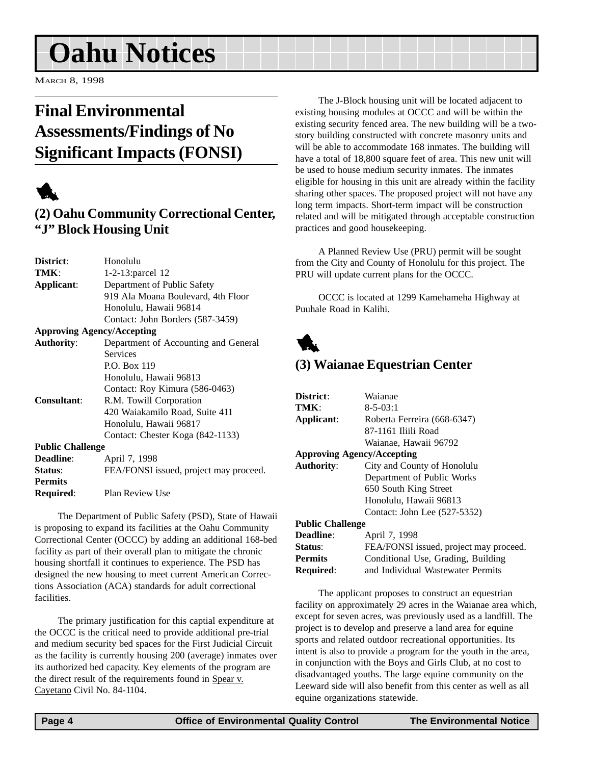# Oahu Notices

March 8, 1998

## Final Environmental Assessments/Findings of No Significant Impacts (FONSI)

### (2) Oahu Community Correctional Center, "J" Block Housing Unit

**District**: Honolulu
**TMK**: 1-2-13:parcel 12
**Applicant**: Department of Public Safety
919 Ala Moana Boulevard, 4th Floor
Honolulu, Hawaii 96814
Contact: John Borders (587-3459)

**Approving Agency/Accepting**
**Authority**: Department of Accounting and General Services
P.O. Box 119
Honolulu, Hawaii 96813
Contact: Roy Kimura (586-0463)

**Consultant**: R.M. Towill Corporation
420 Waiakamilo Road, Suite 411
Honolulu, Hawaii 96817
Contact: Chester Koga (842-1133)

**Public Challenge**
**Deadline**: April 7, 1998
**Status**: FEA/FONSI issued, project may proceed.
**Permits**
**Required**: Plan Review Use

The Department of Public Safety (PSD), State of Hawaii is proposing to expand its facilities at the Oahu Community Correctional Center (OCCC) by adding an additional 168-bed facility as part of their overall plan to mitigate the chronic housing shortfall it continues to experience. The PSD has designed the new housing to meet current American Corrections Association (ACA) standards for adult correctional facilities.

The primary justification for this captial expenditure at the OCCC is the critical need to provide additional pre-trial and medium security bed spaces for the First Judicial Circuit as the facility is currently housing 200 (average) inmates over its authorized bed capacity. Key elements of the program are the direct result of the requirements found in Spear v. Cayetano Civil No. 84-1104.

The J-Block housing unit will be located adjacent to existing housing modules at OCCC and will be within the existing security fenced area. The new building will be a two-story building constructed with concrete masonry units and will be able to accommodate 168 inmates. The building will have a total of 18,800 square feet of area. This new unit will be used to house medium security inmates. The inmates eligible for housing in this unit are already within the facility sharing other spaces. The proposed project will not have any long term impacts. Short-term impact will be construction related and will be mitigated through acceptable construction practices and good housekeeping.

A Planned Review Use (PRU) permit will be sought from the City and County of Honolulu for this project. The PRU will update current plans for the OCCC.

OCCC is located at 1299 Kamehameha Highway at Puuhale Road in Kalihi.

### (3) Waianae Equestrian Center

**District**: Waianae
**TMK**: 8-5-03:1
**Applicant**: Roberta Ferreira (668-6347)
87-1161 Iliili Road
Waianae, Hawaii 96792

**Approving Agency/Accepting**
**Authority**: City and County of Honolulu
Department of Public Works
650 South King Street
Honolulu, Hawaii 96813
Contact: John Lee (527-5352)

**Public Challenge**
**Deadline**: April 7, 1998
**Status**: FEA/FONSI issued, project may proceed.
**Permits**
**Required**: Conditional Use, Grading, Building and Individual Wastewater Permits

The applicant proposes to construct an equestrian facility on approximately 29 acres in the Waianae area which, except for seven acres, was previously used as a landfill. The project is to develop and preserve a land area for equine sports and related outdoor recreational opportunities. Its intent is also to provide a program for the youth in the area, in conjunction with the Boys and Girls Club, at no cost to disadvantaged youths. The large equine community on the Leeward side will also benefit from this center as well as all equine organizations statewide.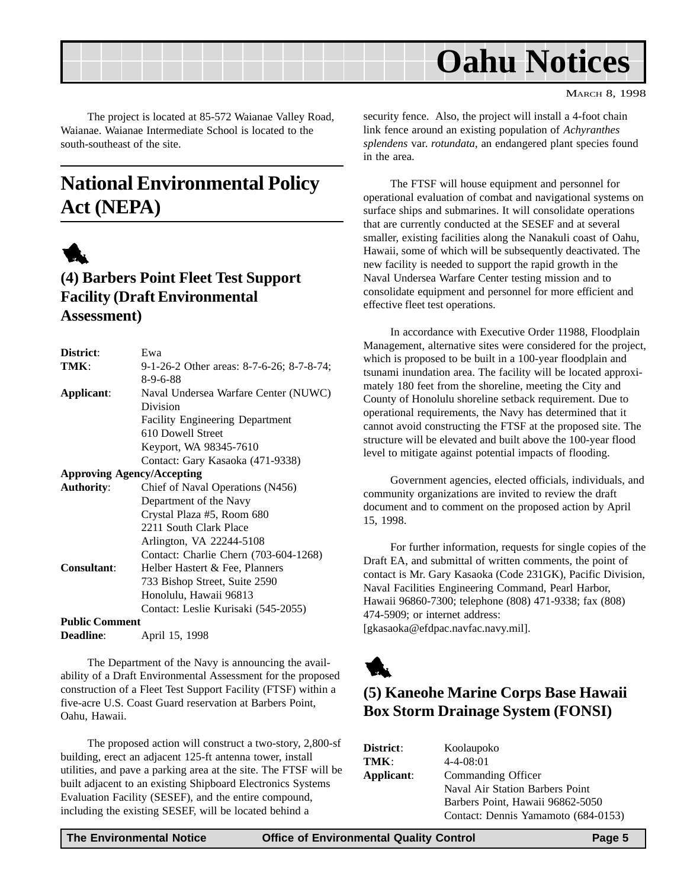The project is located at 85-572 Waianae Valley Road, Waianae. Waianae Intermediate School is located to the south-southeast of the site.

# National Environmental Policy Act (NEPA)

## (4) Barbers Point Fleet Test Support Facility (Draft Environmental Assessment)

| | |
|---|---|
| **District**: | Ewa |
| **TMK**: | 9-1-26-2 Other areas: 8-7-6-26; 8-7-8-74; 8-9-6-88 |
| **Applicant**: | Naval Undersea Warfare Center (NUWC) Division<br>Facility Engineering Department<br>610 Dowell Street<br>Keyport, WA 98345-7610<br>Contact: Gary Kasaoka (471-9338) |
| **Approving Agency/Accepting Authority**: | Chief of Naval Operations (N456)<br>Department of the Navy<br>Crystal Plaza #5, Room 680<br>2211 South Clark Place<br>Arlington, VA 22244-5108<br>Contact: Charlie Chern (703-604-1268) |
| **Consultant**: | Helber Hastert & Fee, Planners<br>733 Bishop Street, Suite 2590<br>Honolulu, Hawaii 96813<br>Contact: Leslie Kurisaki (545-2055) |
| **Public Comment Deadline**: | April 15, 1998 |

The Department of the Navy is announcing the availability of a Draft Environmental Assessment for the proposed construction of a Fleet Test Support Facility (FTSF) within a five-acre U.S. Coast Guard reservation at Barbers Point, Oahu, Hawaii.

The proposed action will construct a two-story, 2,800-sf building, erect an adjacent 125-ft antenna tower, install utilities, and pave a parking area at the site. The FTSF will be built adjacent to an existing Shipboard Electronics Systems Evaluation Facility (SESEF), and the entire compound, including the existing SESEF, will be located behind a security fence. Also, the project will install a 4-foot chain link fence around an existing population of *Achyranthes splendens* var. *rotundata*, an endangered plant species found in the area.

The FTSF will house equipment and personnel for operational evaluation of combat and navigational systems on surface ships and submarines. It will consolidate operations that are currently conducted at the SESEF and at several smaller, existing facilities along the Nanakuli coast of Oahu, Hawaii, some of which will be subsequently deactivated. The new facility is needed to support the rapid growth in the Naval Undersea Warfare Center testing mission and to consolidate equipment and personnel for more efficient and effective fleet test operations.

In accordance with Executive Order 11988, Floodplain Management, alternative sites were considered for the project, which is proposed to be built in a 100-year floodplain and tsunami inundation area. The facility will be located approximately 180 feet from the shoreline, meeting the City and County of Honolulu shoreline setback requirement. Due to operational requirements, the Navy has determined that it cannot avoid constructing the FTSF at the proposed site. The structure will be elevated and built above the 100-year flood level to mitigate against potential impacts of flooding.

Government agencies, elected officials, individuals, and community organizations are invited to review the draft document and to comment on the proposed action by April 15, 1998.

For further information, requests for single copies of the Draft EA, and submittal of written comments, the point of contact is Mr. Gary Kasaoka (Code 231GK), Pacific Division, Naval Facilities Engineering Command, Pearl Harbor, Hawaii 96860-7300; telephone (808) 471-9338; fax (808) 474-5909; or internet address: [gkasaoka@efdpac.navfac.navy.mil].

## (5) Kaneohe Marine Corps Base Hawaii Box Storm Drainage System (FONSI)

| | |
|---|---|
| **District**: | Koolaupoko |
| **TMK**: | 4-4-08:01 |
| **Applicant**: | Commanding Officer<br>Naval Air Station Barbers Point<br>Barbers Point, Hawaii 96862-5050<br>Contact: Dennis Yamamoto (684-0153) |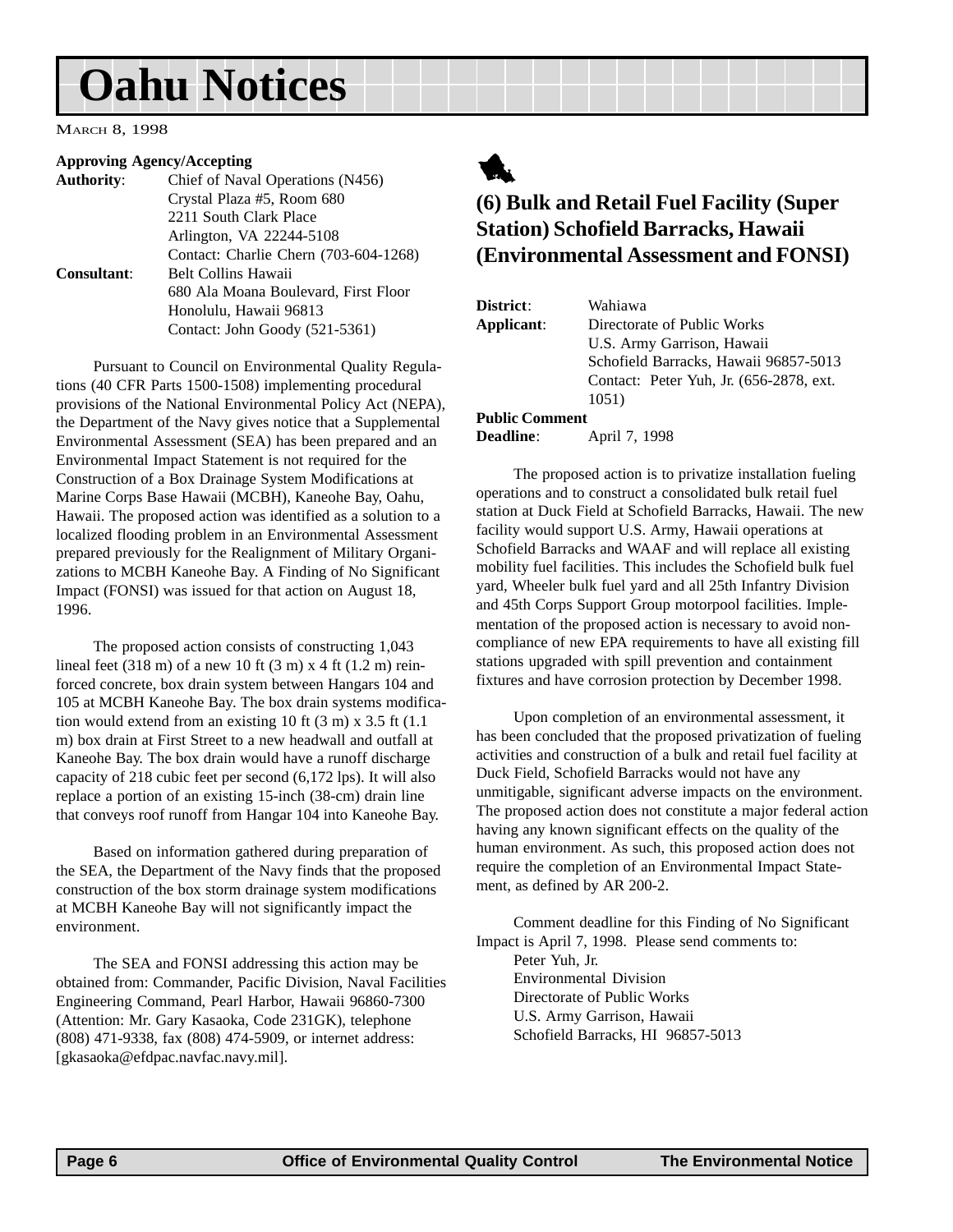# Oahu Notices

MARCH 8, 1998

**Approving Agency/Accepting**
**Authority**: Chief of Naval Operations (N456)
Crystal Plaza #5, Room 680
2211 South Clark Place
Arlington, VA 22244-5108
Contact: Charlie Chern (703-604-1268)

**Consultant**: Belt Collins Hawaii
680 Ala Moana Boulevard, First Floor
Honolulu, Hawaii 96813
Contact: John Goody (521-5361)

Pursuant to Council on Environmental Quality Regulations (40 CFR Parts 1500-1508) implementing procedural provisions of the National Environmental Policy Act (NEPA), the Department of the Navy gives notice that a Supplemental Environmental Assessment (SEA) has been prepared and an Environmental Impact Statement is not required for the Construction of a Box Drainage System Modifications at Marine Corps Base Hawaii (MCBH), Kaneohe Bay, Oahu, Hawaii. The proposed action was identified as a solution to a localized flooding problem in an Environmental Assessment prepared previously for the Realignment of Military Organizations to MCBH Kaneohe Bay. A Finding of No Significant Impact (FONSI) was issued for that action on August 18, 1996.

The proposed action consists of constructing 1,043 lineal feet (318 m) of a new 10 ft (3 m) x 4 ft (1.2 m) reinforced concrete, box drain system between Hangars 104 and 105 at MCBH Kaneohe Bay. The box drain systems modification would extend from an existing 10 ft (3 m) x 3.5 ft (1.1 m) box drain at First Street to a new headwall and outfall at Kaneohe Bay. The box drain would have a runoff discharge capacity of 218 cubic feet per second (6,172 lps). It will also replace a portion of an existing 15-inch (38-cm) drain line that conveys roof runoff from Hangar 104 into Kaneohe Bay.

Based on information gathered during preparation of the SEA, the Department of the Navy finds that the proposed construction of the box storm drainage system modifications at MCBH Kaneohe Bay will not significantly impact the environment.

The SEA and FONSI addressing this action may be obtained from: Commander, Pacific Division, Naval Facilities Engineering Command, Pearl Harbor, Hawaii 96860-7300 (Attention: Mr. Gary Kasaoka, Code 231GK), telephone (808) 471-9338, fax (808) 474-5909, or internet address: [gkasaoka@efdpac.navfac.navy.mil].

## (6) Bulk and Retail Fuel Facility (Super Station) Schofield Barracks, Hawaii (Environmental Assessment and FONSI)

**District**: Wahiawa

**Applicant**: Directorate of Public Works
U.S. Army Garrison, Hawaii
Schofield Barracks, Hawaii 96857-5013
Contact: Peter Yuh, Jr. (656-2878, ext. 1051)

**Public Comment Deadline**: April 7, 1998

The proposed action is to privatize installation fueling operations and to construct a consolidated bulk retail fuel station at Duck Field at Schofield Barracks, Hawaii. The new facility would support U.S. Army, Hawaii operations at Schofield Barracks and WAAF and will replace all existing mobility fuel facilities. This includes the Schofield bulk fuel yard, Wheeler bulk fuel yard and all 25th Infantry Division and 45th Corps Support Group motorpool facilities. Implementation of the proposed action is necessary to avoid noncompliance of new EPA requirements to have all existing fill stations upgraded with spill prevention and containment fixtures and have corrosion protection by December 1998.

Upon completion of an environmental assessment, it has been concluded that the proposed privatization of fueling activities and construction of a bulk and retail fuel facility at Duck Field, Schofield Barracks would not have any unmitigable, significant adverse impacts on the environment. The proposed action does not constitute a major federal action having any known significant effects on the quality of the human environment. As such, this proposed action does not require the completion of an Environmental Impact Statement, as defined by AR 200-2.

Comment deadline for this Finding of No Significant Impact is April 7, 1998. Please send comments to:

Peter Yuh, Jr.
Environmental Division
Directorate of Public Works
U.S. Army Garrison, Hawaii
Schofield Barracks, HI 96857-5013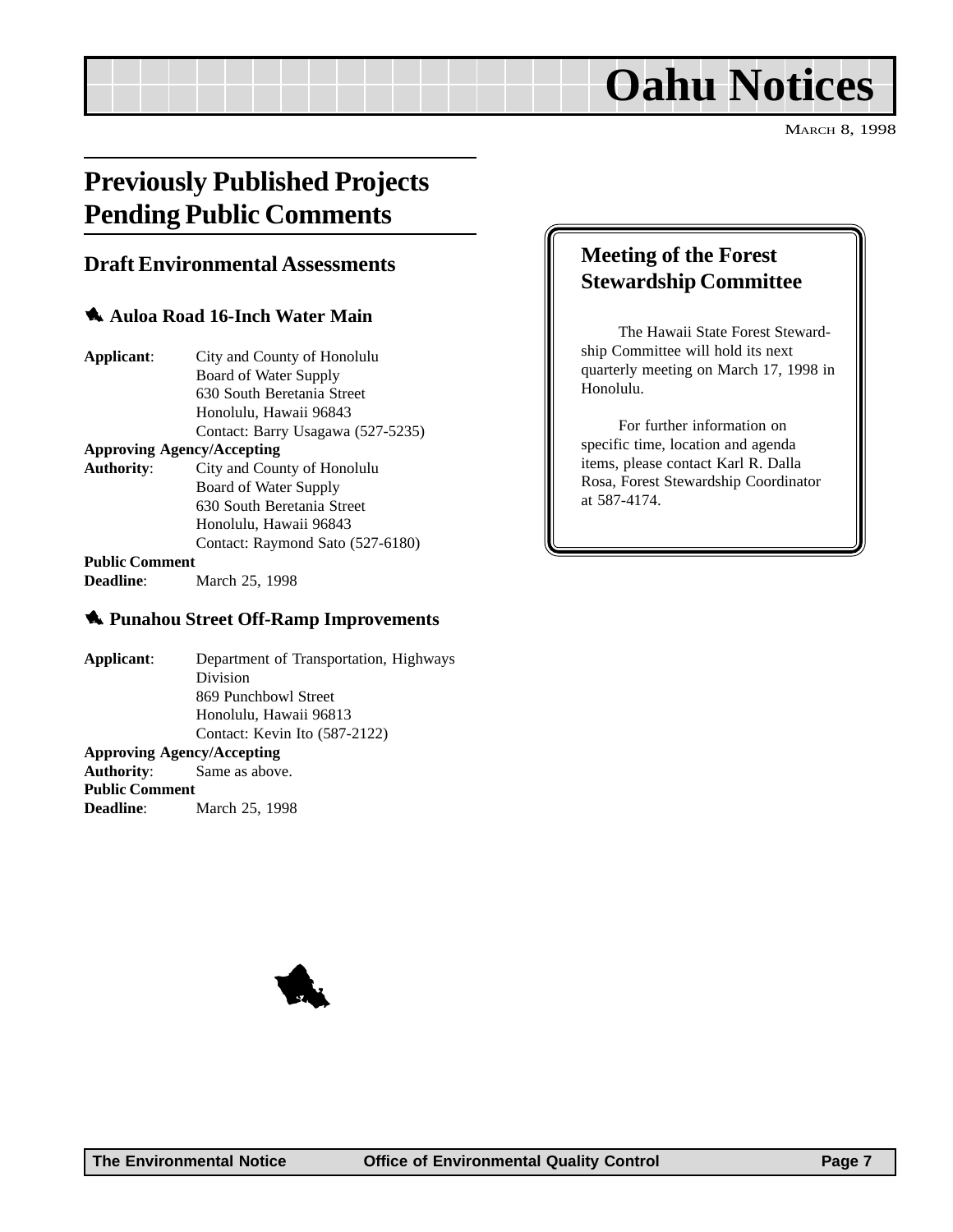# Oahu Notices

MARCH 8, 1998

## Previously Published Projects Pending Public Comments

### Draft Environmental Assessments

#### Auloa Road 16-Inch Water Main

**Applicant**: City and County of Honolulu
Board of Water Supply
630 South Beretania Street
Honolulu, Hawaii 96843
Contact: Barry Usagawa (527-5235)

**Approving Agency/Accepting Authority**: City and County of Honolulu
Board of Water Supply
630 South Beretania Street
Honolulu, Hawaii 96843
Contact: Raymond Sato (527-6180)

**Public Comment Deadline**: March 25, 1998

#### Punahou Street Off-Ramp Improvements

**Applicant**: Department of Transportation, Highways Division
869 Punchbowl Street
Honolulu, Hawaii 96813
Contact: Kevin Ito (587-2122)

**Approving Agency/Accepting Authority**: Same as above.

**Public Comment Deadline**: March 25, 1998

### Meeting of the Forest Stewardship Committee

The Hawaii State Forest Stewardship Committee will hold its next quarterly meeting on March 17, 1998 in Honolulu.

For further information on specific time, location and agenda items, please contact Karl R. Dalla Rosa, Forest Stewardship Coordinator at 587-4174.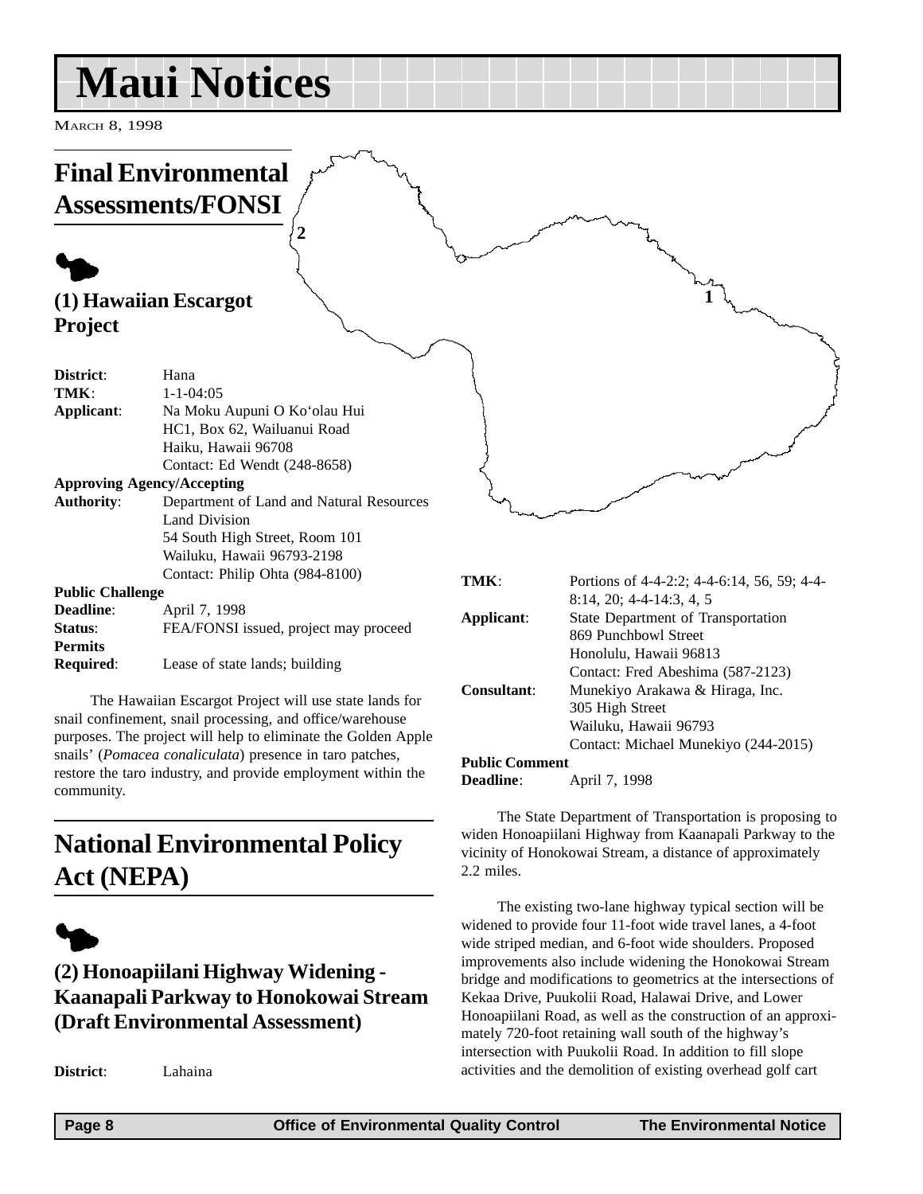# Maui Notices

MARCH 8, 1998

## Final Environmental Assessments/FONSI

### (1) Hawaiian Escargot Project

**District**: Hana
**TMK**: 1-1-04:05
**Applicant**: Na Moku Aupuni O Ko'olau Hui
HC1, Box 62, Wailuanui Road
Haiku, Hawaii 96708
Contact: Ed Wendt (248-8658)
**Approving Agency/Accepting Authority**: Department of Land and Natural Resources
Land Division
54 South High Street, Room 101
Wailuku, Hawaii 96793-2198
Contact: Philip Ohta (984-8100)
**Public Challenge Deadline**: April 7, 1998
**Status**: FEA/FONSI issued, project may proceed
**Permits Required**: Lease of state lands; building

The Hawaiian Escargot Project will use state lands for snail confinement, snail processing, and office/warehouse purposes. The project will help to eliminate the Golden Apple snails' (*Pomacea conaliculata*) presence in taro patches, restore the taro industry, and provide employment within the community.

## National Environmental Policy Act (NEPA)

### (2) Honoapiilani Highway Widening - Kaanapali Parkway to Honokowai Stream (Draft Environmental Assessment)

**District**: Lahaina
**TMK**: Portions of 4-4-2:2; 4-4-6:14, 56, 59; 4-4-8:14, 20; 4-4-14:3, 4, 5
**Applicant**: State Department of Transportation
869 Punchbowl Street
Honolulu, Hawaii 96813
Contact: Fred Abeshima (587-2123)
**Consultant**: Munekiyo Arakawa & Hiraga, Inc.
305 High Street
Wailuku, Hawaii 96793
Contact: Michael Munekiyo (244-2015)
**Public Comment Deadline**: April 7, 1998

The State Department of Transportation is proposing to widen Honoapiilani Highway from Kaanapali Parkway to the vicinity of Honokowai Stream, a distance of approximately 2.2 miles.

The existing two-lane highway typical section will be widened to provide four 11-foot wide travel lanes, a 4-foot wide striped median, and 6-foot wide shoulders. Proposed improvements also include widening the Honokowai Stream bridge and modifications to geometrics at the intersections of Kekaa Drive, Puukolii Road, Halawai Drive, and Lower Honoapiilani Road, as well as the construction of an approximately 720-foot retaining wall south of the highway's intersection with Puukolii Road. In addition to fill slope activities and the demolition of existing overhead golf cart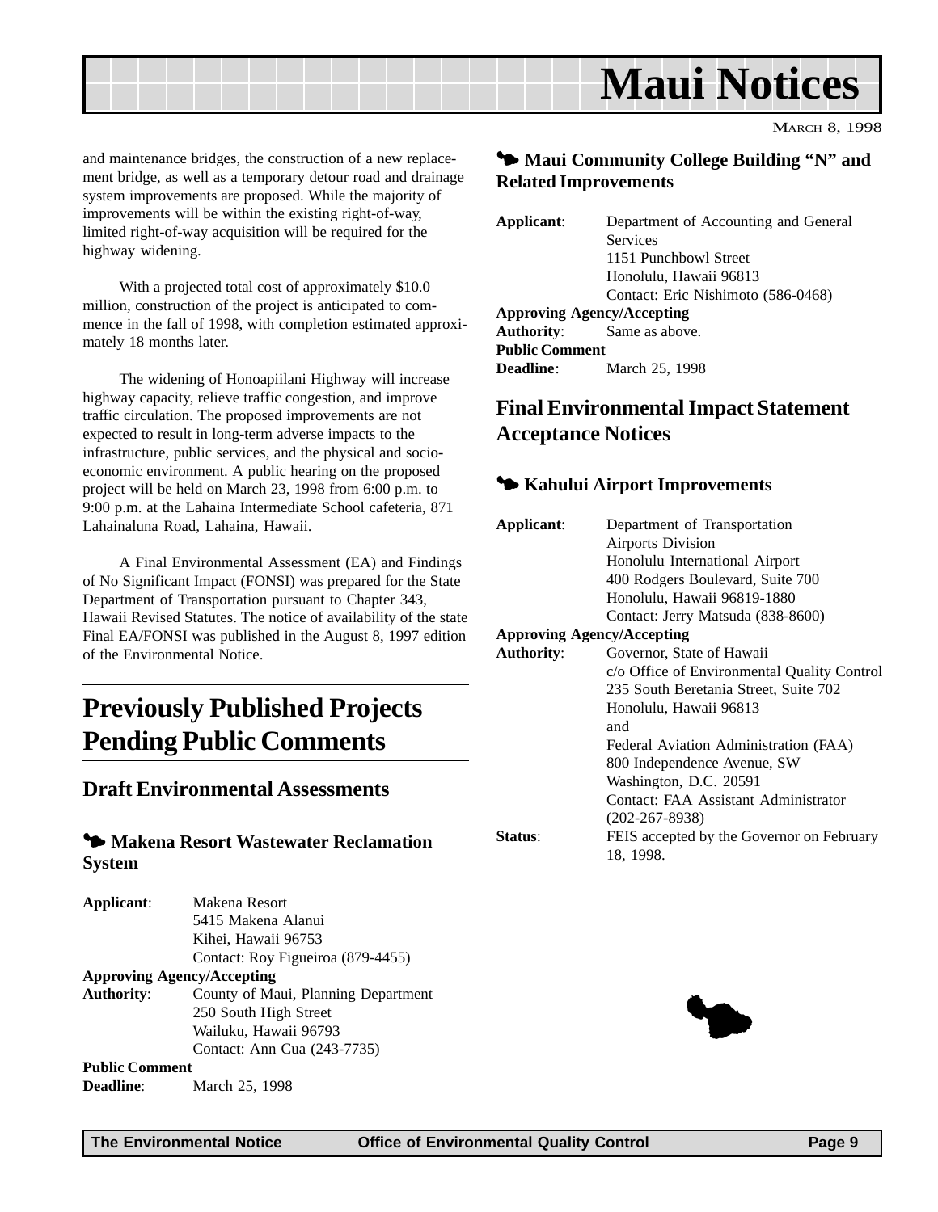and maintenance bridges, the construction of a new replacement bridge, as well as a temporary detour road and drainage system improvements are proposed. While the majority of improvements will be within the existing right-of-way, limited right-of-way acquisition will be required for the highway widening.

With a projected total cost of approximately $10.0 million, construction of the project is anticipated to commence in the fall of 1998, with completion estimated approximately 18 months later.

The widening of Honoapiilani Highway will increase highway capacity, relieve traffic congestion, and improve traffic circulation. The proposed improvements are not expected to result in long-term adverse impacts to the infrastructure, public services, and the physical and socio-economic environment. A public hearing on the proposed project will be held on March 23, 1998 from 6:00 p.m. to 9:00 p.m. at the Lahaina Intermediate School cafeteria, 871 Lahainaluna Road, Lahaina, Hawaii.

A Final Environmental Assessment (EA) and Findings of No Significant Impact (FONSI) was prepared for the State Department of Transportation pursuant to Chapter 343, Hawaii Revised Statutes. The notice of availability of the state Final EA/FONSI was published in the August 8, 1997 edition of the Environmental Notice.

# Previously Published Projects Pending Public Comments

## Draft Environmental Assessments

### Makena Resort Wastewater Reclamation System

**Applicant**: Makena Resort
5415 Makena Alanui
Kihei, Hawaii 96753
Contact: Roy Figueiroa (879-4455)

**Approving Agency/Accepting Authority**: County of Maui, Planning Department
250 South High Street
Wailuku, Hawaii 96793
Contact: Ann Cua (243-7735)

**Public Comment Deadline**: March 25, 1998

### Maui Community College Building "N" and Related Improvements

**Applicant**: Department of Accounting and General Services
1151 Punchbowl Street
Honolulu, Hawaii 96813
Contact: Eric Nishimoto (586-0468)

**Approving Agency/Accepting Authority**: Same as above.

**Public Comment Deadline**: March 25, 1998

## Final Environmental Impact Statement Acceptance Notices

### Kahului Airport Improvements

**Applicant**: Department of Transportation
Airports Division
Honolulu International Airport
400 Rodgers Boulevard, Suite 700
Honolulu, Hawaii 96819-1880
Contact: Jerry Matsuda (838-8600)

**Approving Agency/Accepting Authority**: Governor, State of Hawaii
c/o Office of Environmental Quality Control
235 South Beretania Street, Suite 702
Honolulu, Hawaii 96813
and
Federal Aviation Administration (FAA)
800 Independence Avenue, SW
Washington, D.C. 20591
Contact: FAA Assistant Administrator (202-267-8938)

**Status**: FEIS accepted by the Governor on February 18, 1998.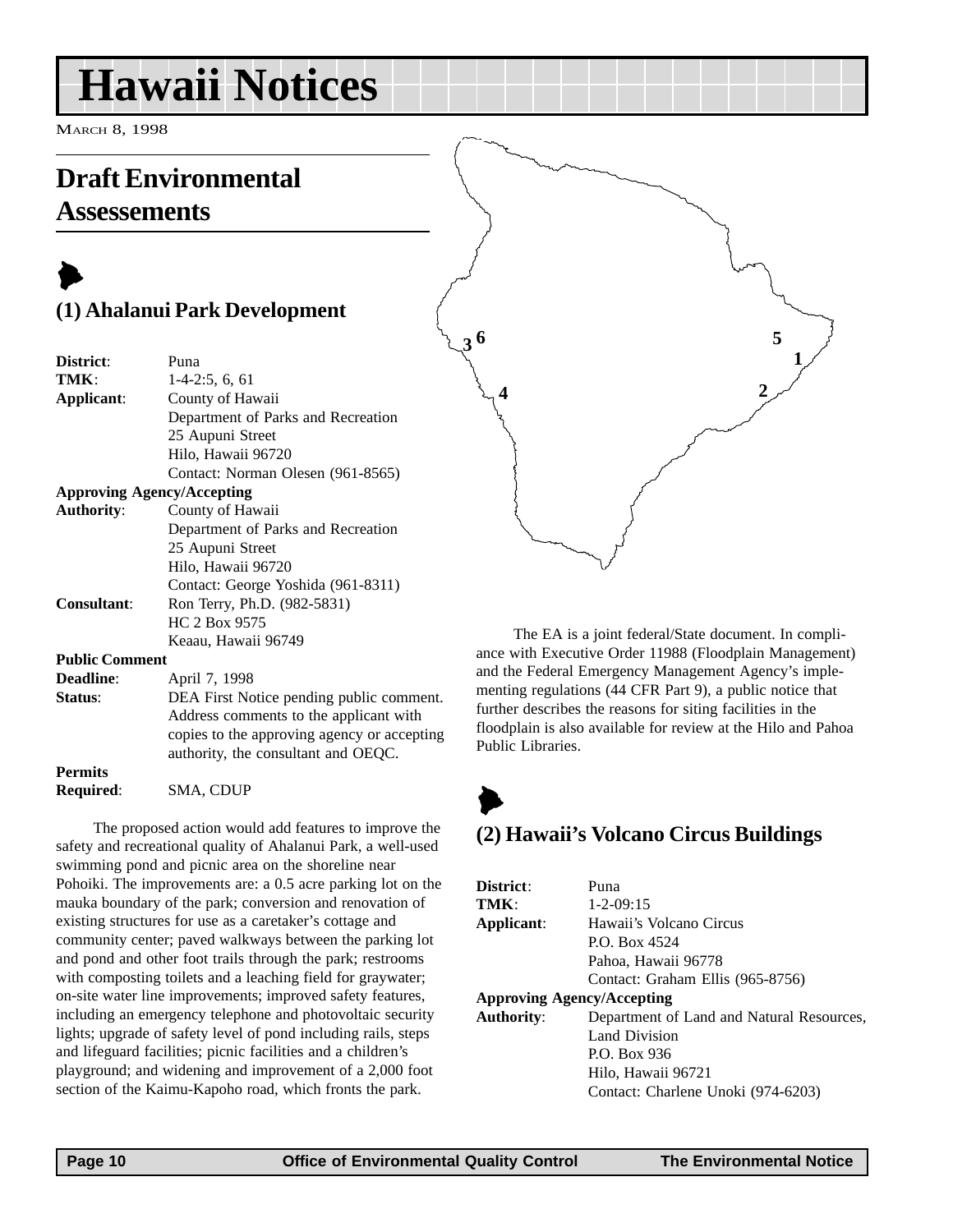# Hawaii Notices

March 8, 1998

## Draft Environmental Assessements

### (1) Ahalanui Park Development

**District**: Puna
**TMK**: 1-4-2:5, 6, 61
**Applicant**: County of Hawaii
Department of Parks and Recreation
25 Aupuni Street
Hilo, Hawaii 96720
Contact: Norman Olesen (961-8565)
**Approving Agency/Accepting Authority**: County of Hawaii
Department of Parks and Recreation
25 Aupuni Street
Hilo, Hawaii 96720
Contact: George Yoshida (961-8311)
**Consultant**: Ron Terry, Ph.D. (982-5831)
HC 2 Box 9575
Keaau, Hawaii 96749
**Public Comment Deadline**: April 7, 1998
**Status**: DEA First Notice pending public comment. Address comments to the applicant with copies to the approving agency or accepting authority, the consultant and OEQC.
**Permits Required**: SMA, CDUP

The proposed action would add features to improve the safety and recreational quality of Ahalanui Park, a well-used swimming pond and picnic area on the shoreline near Pohoiki. The improvements are: a 0.5 acre parking lot on the mauka boundary of the park; conversion and renovation of existing structures for use as a caretaker's cottage and community center; paved walkways between the parking lot and pond and other foot trails through the park; restrooms with composting toilets and a leaching field for graywater; on-site water line improvements; improved safety features, including an emergency telephone and photovoltaic security lights; upgrade of safety level of pond including rails, steps and lifeguard facilities; picnic facilities and a children's playground; and widening and improvement of a 2,000 foot section of the Kaimu-Kapoho road, which fronts the park.

The EA is a joint federal/State document. In compliance with Executive Order 11988 (Floodplain Management) and the Federal Emergency Management Agency's implementing regulations (44 CFR Part 9), a public notice that further describes the reasons for siting facilities in the floodplain is also available for review at the Hilo and Pahoa Public Libraries.

### (2) Hawaii's Volcano Circus Buildings

**District**: Puna
**TMK**: 1-2-09:15
**Applicant**: Hawaii's Volcano Circus
P.O. Box 4524
Pahoa, Hawaii 96778
Contact: Graham Ellis (965-8756)
**Approving Agency/Accepting Authority**: Department of Land and Natural Resources, Land Division
P.O. Box 936
Hilo, Hawaii 96721
Contact: Charlene Unoki (974-6203)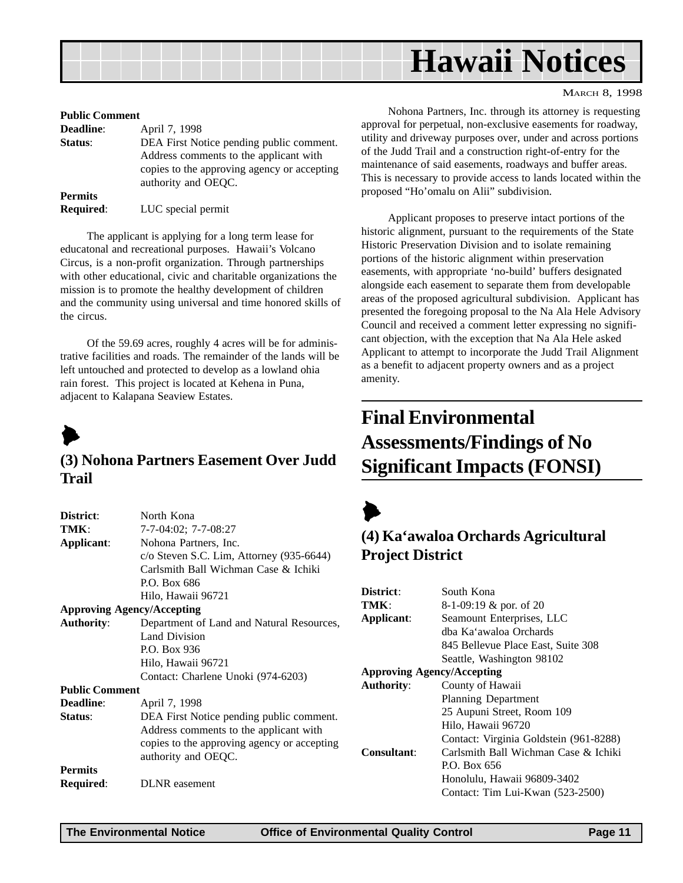**Public Comment**

| | |
|---|---|
| **Deadline**: | April 7, 1998 |
| **Status**: | DEA First Notice pending public comment. Address comments to the applicant with copies to the approving agency or accepting authority and OEQC. |
| **Permits Required**: | LUC special permit |

The applicant is applying for a long term lease for educatonal and recreational purposes. Hawaii's Volcano Circus, is a non-profit organization. Through partnerships with other educational, civic and charitable organizations the mission is to promote the healthy development of children and the community using universal and time honored skills of the circus.

Of the 59.69 acres, roughly 4 acres will be for administrative facilities and roads. The remainder of the lands will be left untouched and protected to develop as a lowland ohia rain forest. This project is located at Kehena in Puna, adjacent to Kalapana Seaview Estates.

### (3) Nohona Partners Easement Over Judd Trail

| | |
|---|---|
| **District**: | North Kona |
| **TMK**: | 7-7-04:02; 7-7-08:27 |
| **Applicant**: | Nohona Partners, Inc.<br>c/o Steven S.C. Lim, Attorney (935-6644)<br>Carlsmith Ball Wichman Case & Ichiki<br>P.O. Box 686<br>Hilo, Hawaii 96721 |
| **Approving Agency/Accepting Authority**: | Department of Land and Natural Resources, Land Division<br>P.O. Box 936<br>Hilo, Hawaii 96721<br>Contact: Charlene Unoki (974-6203) |
| **Public Comment Deadline**: | April 7, 1998 |
| **Status**: | DEA First Notice pending public comment. Address comments to the applicant with copies to the approving agency or accepting authority and OEQC. |
| **Permits Required**: | DLNR easement |

Nohona Partners, Inc. through its attorney is requesting approval for perpetual, non-exclusive easements for roadway, utility and driveway purposes over, under and across portions of the Judd Trail and a construction right-of-entry for the maintenance of said easements, roadways and buffer areas. This is necessary to provide access to lands located within the proposed "Ho'omalu on Alii" subdivision.

Applicant proposes to preserve intact portions of the historic alignment, pursuant to the requirements of the State Historic Preservation Division and to isolate remaining portions of the historic alignment within preservation easements, with appropriate 'no-build' buffers designated alongside each easement to separate them from developable areas of the proposed agricultural subdivision. Applicant has presented the foregoing proposal to the Na Ala Hele Advisory Council and received a comment letter expressing no significant objection, with the exception that Na Ala Hele asked Applicant to attempt to incorporate the Judd Trail Alignment as a benefit to adjacent property owners and as a project amenity.

## Final Environmental Assessments/Findings of No Significant Impacts (FONSI)

### (4) Ka'awaloa Orchards Agricultural Project District

| | |
|---|---|
| **District**: | South Kona |
| **TMK**: | 8-1-09:19 & por. of 20 |
| **Applicant**: | Seamount Enterprises, LLC<br>dba Ka'awaloa Orchards<br>845 Bellevue Place East, Suite 308<br>Seattle, Washington 98102 |
| **Approving Agency/Accepting Authority**: | County of Hawaii<br>Planning Department<br>25 Aupuni Street, Room 109<br>Hilo, Hawaii 96720<br>Contact: Virginia Goldstein (961-8288) |
| **Consultant**: | Carlsmith Ball Wichman Case & Ichiki<br>P.O. Box 656<br>Honolulu, Hawaii 96809-3402<br>Contact: Tim Lui-Kwan (523-2500) |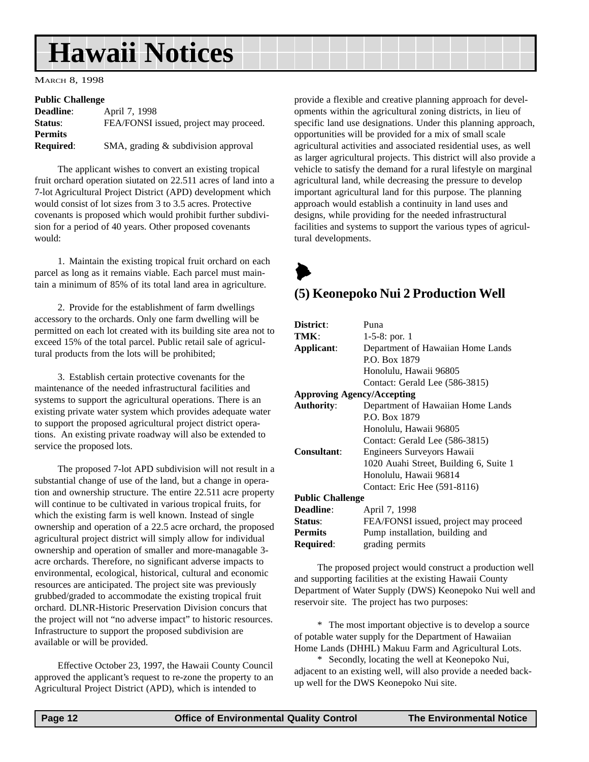# Hawaii Notices

MARCH 8, 1998

**Public Challenge**

**Deadline**: April 7, 1998
**Status**: FEA/FONSI issued, project may proceed.
**Permits Required**: SMA, grading & subdivision approval

The applicant wishes to convert an existing tropical fruit orchard operation siutated on 22.511 acres of land into a 7-lot Agricultural Project District (APD) development which would consist of lot sizes from 3 to 3.5 acres. Protective covenants is proposed which would prohibit further subdivision for a period of 40 years. Other proposed covenants would:

1. Maintain the existing tropical fruit orchard on each parcel as long as it remains viable. Each parcel must maintain a minimum of 85% of its total land area in agriculture.

2. Provide for the establishment of farm dwellings accessory to the orchards. Only one farm dwelling will be permitted on each lot created with its building site area not to exceed 15% of the total parcel. Public retail sale of agricultural products from the lots will be prohibited;

3. Establish certain protective covenants for the maintenance of the needed infrastructural facilities and systems to support the agricultural operations. There is an existing private water system which provides adequate water to support the proposed agricultural project district operations. An existing private roadway will also be extended to service the proposed lots.

The proposed 7-lot APD subdivision will not result in a substantial change of use of the land, but a change in operation and ownership structure. The entire 22.511 acre property will continue to be cultivated in various tropical fruits, for which the existing farm is well known. Instead of single ownership and operation of a 22.5 acre orchard, the proposed agricultural project district will simply allow for individual ownership and operation of smaller and more-managable 3-acre orchards. Therefore, no significant adverse impacts to environmental, ecological, historical, cultural and economic resources are anticipated. The project site was previously grubbed/graded to accommodate the existing tropical fruit orchard. DLNR-Historic Preservation Division concurs that the project will not "no adverse impact" to historic resources. Infrastructure to support the proposed subdivision are available or will be provided.

Effective October 23, 1997, the Hawaii County Council approved the applicant's request to re-zone the property to an Agricultural Project District (APD), which is intended to provide a flexible and creative planning approach for developments within the agricultural zoning districts, in lieu of specific land use designations. Under this planning approach, opportunities will be provided for a mix of small scale agricultural activities and associated residential uses, as well as larger agricultural projects. This district will also provide a vehicle to satisfy the demand for a rural lifestyle on marginal agricultural land, while decreasing the pressure to develop important agricultural land for this purpose. The planning approach would establish a continuity in land uses and designs, while providing for the needed infrastructural facilities and systems to support the various types of agricultural developments.

## (5) Keonepoko Nui 2 Production Well

**District**: Puna
**TMK**: 1-5-8: por. 1
**Applicant**: Department of Hawaiian Home Lands
P.O. Box 1879
Honolulu, Hawaii 96805
Contact: Gerald Lee (586-3815)

**Approving Agency/Accepting Authority**: Department of Hawaiian Home Lands
P.O. Box 1879
Honolulu, Hawaii 96805
Contact: Gerald Lee (586-3815)

**Consultant**: Engineers Surveyors Hawaii
1020 Auahi Street, Building 6, Suite 1
Honolulu, Hawaii 96814
Contact: Eric Hee (591-8116)

**Public Challenge**

**Deadline**: April 7, 1998
**Status**: FEA/FONSI issued, project may proceed
**Permits Required**: Pump installation, building and grading permits

The proposed project would construct a production well and supporting facilities at the existing Hawaii County Department of Water Supply (DWS) Keonepoko Nui well and reservoir site. The project has two purposes:

* The most important objective is to develop a source of potable water supply for the Department of Hawaiian Home Lands (DHHL) Makuu Farm and Agricultural Lots.

* Secondly, locating the well at Keonepoko Nui, adjacent to an existing well, will also provide a needed back-up well for the DWS Keonepoko Nui site.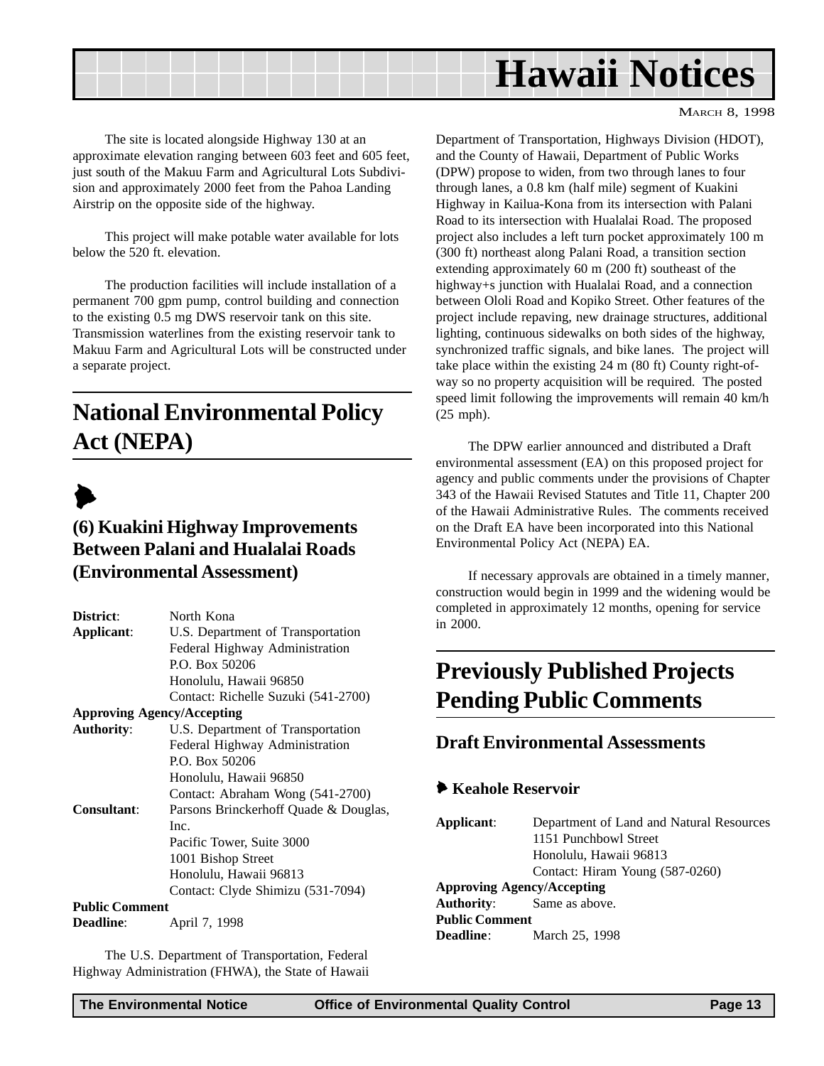The site is located alongside Highway 130 at an approximate elevation ranging between 603 feet and 605 feet, just south of the Makuu Farm and Agricultural Lots Subdivision and approximately 2000 feet from the Pahoa Landing Airstrip on the opposite side of the highway.

This project will make potable water available for lots below the 520 ft. elevation.

The production facilities will include installation of a permanent 700 gpm pump, control building and connection to the existing 0.5 mg DWS reservoir tank on this site. Transmission waterlines from the existing reservoir tank to Makuu Farm and Agricultural Lots will be constructed under a separate project.

# National Environmental Policy Act (NEPA)

### (6) Kuakini Highway Improvements Between Palani and Hualalai Roads (Environmental Assessment)

**District**: North Kona

**Applicant**: U.S. Department of Transportation
Federal Highway Administration
P.O. Box 50206
Honolulu, Hawaii 96850
Contact: Richelle Suzuki (541-2700)

**Approving Agency/Accepting Authority**: U.S. Department of Transportation
Federal Highway Administration
P.O. Box 50206
Honolulu, Hawaii 96850
Contact: Abraham Wong (541-2700)

**Consultant**: Parsons Brinckerhoff Quade & Douglas, Inc.
Pacific Tower, Suite 3000
1001 Bishop Street
Honolulu, Hawaii 96813
Contact: Clyde Shimizu (531-7094)

**Public Comment Deadline**: April 7, 1998

The U.S. Department of Transportation, Federal Highway Administration (FHWA), the State of Hawaii Department of Transportation, Highways Division (HDOT), and the County of Hawaii, Department of Public Works (DPW) propose to widen, from two through lanes to four through lanes, a 0.8 km (half mile) segment of Kuakini Highway in Kailua-Kona from its intersection with Palani Road to its intersection with Hualalai Road. The proposed project also includes a left turn pocket approximately 100 m (300 ft) northeast along Palani Road, a transition section extending approximately 60 m (200 ft) southeast of the highway+s junction with Hualalai Road, and a connection between Ololi Road and Kopiko Street. Other features of the project include repaving, new drainage structures, additional lighting, continuous sidewalks on both sides of the highway, synchronized traffic signals, and bike lanes. The project will take place within the existing 24 m (80 ft) County right-of-way so no property acquisition will be required. The posted speed limit following the improvements will remain 40 km/h (25 mph).

The DPW earlier announced and distributed a Draft environmental assessment (EA) on this proposed project for agency and public comments under the provisions of Chapter 343 of the Hawaii Revised Statutes and Title 11, Chapter 200 of the Hawaii Administrative Rules. The comments received on the Draft EA have been incorporated into this National Environmental Policy Act (NEPA) EA.

If necessary approvals are obtained in a timely manner, construction would begin in 1999 and the widening would be completed in approximately 12 months, opening for service in 2000.

# Previously Published Projects Pending Public Comments

## Draft Environmental Assessments

### Keahole Reservoir

**Applicant**: Department of Land and Natural Resources
1151 Punchbowl Street
Honolulu, Hawaii 96813
Contact: Hiram Young (587-0260)

**Approving Agency/Accepting Authority**: Same as above.

**Public Comment Deadline**: March 25, 1998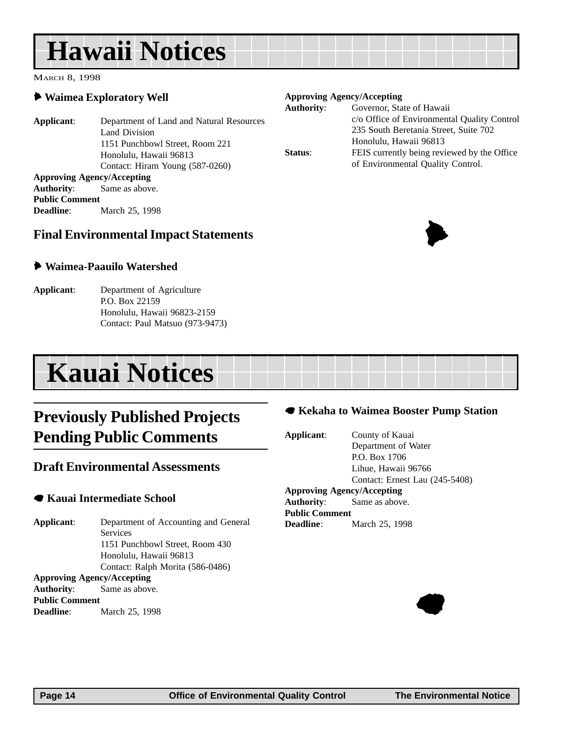# Hawaii Notices

MARCH 8, 1998

### Waimea Exploratory Well

**Applicant**: Department of Land and Natural Resources
Land Division
1151 Punchbowl Street, Room 221
Honolulu, Hawaii 96813
Contact: Hiram Young (587-0260)

**Approving Agency/Accepting Authority**: Same as above.

**Public Comment Deadline**: March 25, 1998

## Final Environmental Impact Statements

### Waimea-Paauilo Watershed

**Applicant**: Department of Agriculture
P.O. Box 22159
Honolulu, Hawaii 96823-2159
Contact: Paul Matsuo (973-9473)

**Approving Agency/Accepting Authority**: Governor, State of Hawaii
c/o Office of Environmental Quality Control
235 South Beretania Street, Suite 702
Honolulu, Hawaii 96813

**Status**: FEIS currently being reviewed by the Office of Environmental Quality Control.

# Kauai Notices

## Previously Published Projects Pending Public Comments

## Draft Environmental Assessments

### Kauai Intermediate School

**Applicant**: Department of Accounting and General Services
1151 Punchbowl Street, Room 430
Honolulu, Hawaii 96813
Contact: Ralph Morita (586-0486)

**Approving Agency/Accepting Authority**: Same as above.

**Public Comment Deadline**: March 25, 1998

### Kekaha to Waimea Booster Pump Station

**Applicant**: County of Kauai
Department of Water
P.O. Box 1706
Lihue, Hawaii 96766
Contact: Ernest Lau (245-5408)

**Approving Agency/Accepting Authority**: Same as above.

**Public Comment Deadline**: March 25, 1998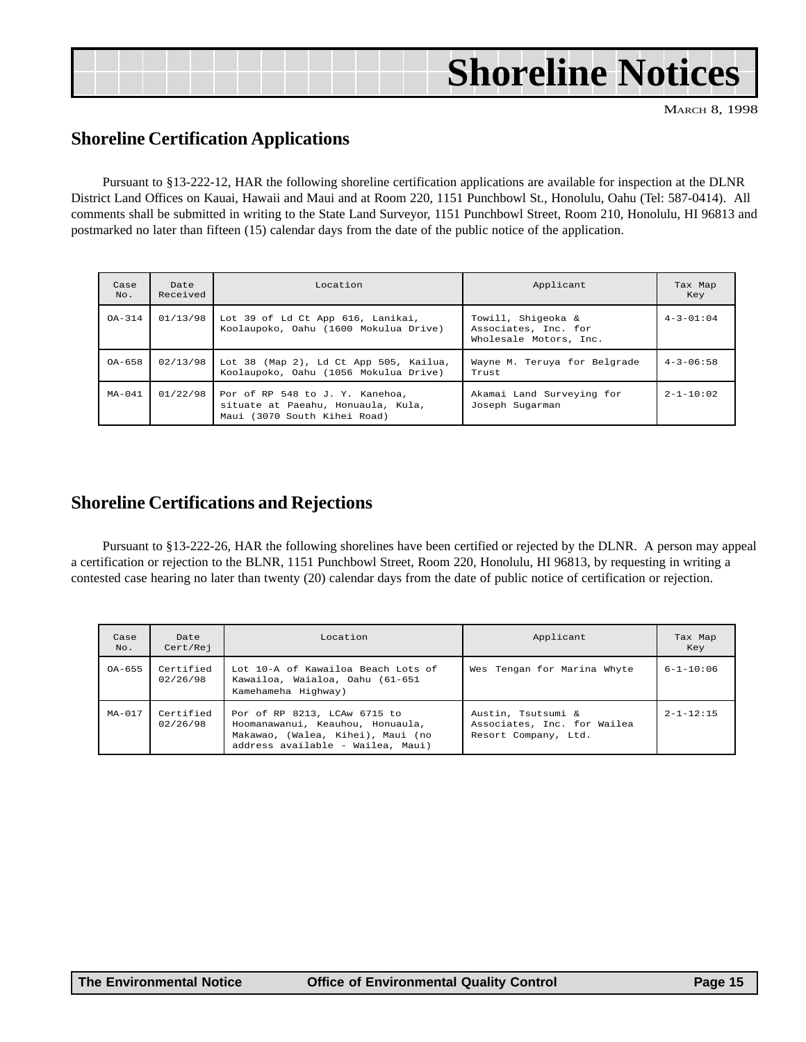# Shoreline Notices

MARCH 8, 1998

## Shoreline Certification Applications

Pursuant to §13-222-12, HAR the following shoreline certification applications are available for inspection at the DLNR District Land Offices on Kauai, Hawaii and Maui and at Room 220, 1151 Punchbowl St., Honolulu, Oahu (Tel: 587-0414). All comments shall be submitted in writing to the State Land Surveyor, 1151 Punchbowl Street, Room 210, Honolulu, HI 96813 and postmarked no later than fifteen (15) calendar days from the date of the public notice of the application.

| Case No. | Date Received | Location | Applicant | Tax Map Key |
|---|---|---|---|---|
| OA-314 | 01/13/98 | Lot 39 of Ld Ct App 616, Lanikai, Koolaupoko, Oahu (1600 Mokulua Drive) | Towill, Shigeoka & Associates, Inc. for Wholesale Motors, Inc. | 4-3-01:04 |
| OA-658 | 02/13/98 | Lot 38 (Map 2), Ld Ct App 505, Kailua, Koolaupoko, Oahu (1056 Mokulua Drive) | Wayne M. Teruya for Belgrade Trust | 4-3-06:58 |
| MA-041 | 01/22/98 | Por of RP 548 to J. Y. Kanehoa, situate at Paeahu, Honuaula, Kula, Maui (3070 South Kihei Road) | Akamai Land Surveying for Joseph Sugarman | 2-1-10:02 |

## Shoreline Certifications and Rejections

Pursuant to §13-222-26, HAR the following shorelines have been certified or rejected by the DLNR. A person may appeal a certification or rejection to the BLNR, 1151 Punchbowl Street, Room 220, Honolulu, HI 96813, by requesting in writing a contested case hearing no later than twenty (20) calendar days from the date of public notice of certification or rejection.

| Case No. | Date Cert/Rej | Location | Applicant | Tax Map Key |
|---|---|---|---|---|
| OA-655 | Certified 02/26/98 | Lot 10-A of Kawailoa Beach Lots of Kawailoa, Waialoa, Oahu (61-651 Kamehameha Highway) | Wes Tengan for Marina Whyte | 6-1-10:06 |
| MA-017 | Certified 02/26/98 | Por of RP 8213, LCAw 6715 to Hoomanawanui, Keauhou, Honuaula, Makawao, (Walea, Kihei), Maui (no address available - Wailea, Maui) | Austin, Tsutsumi & Associates, Inc. for Wailea Resort Company, Ltd. | 2-1-12:15 |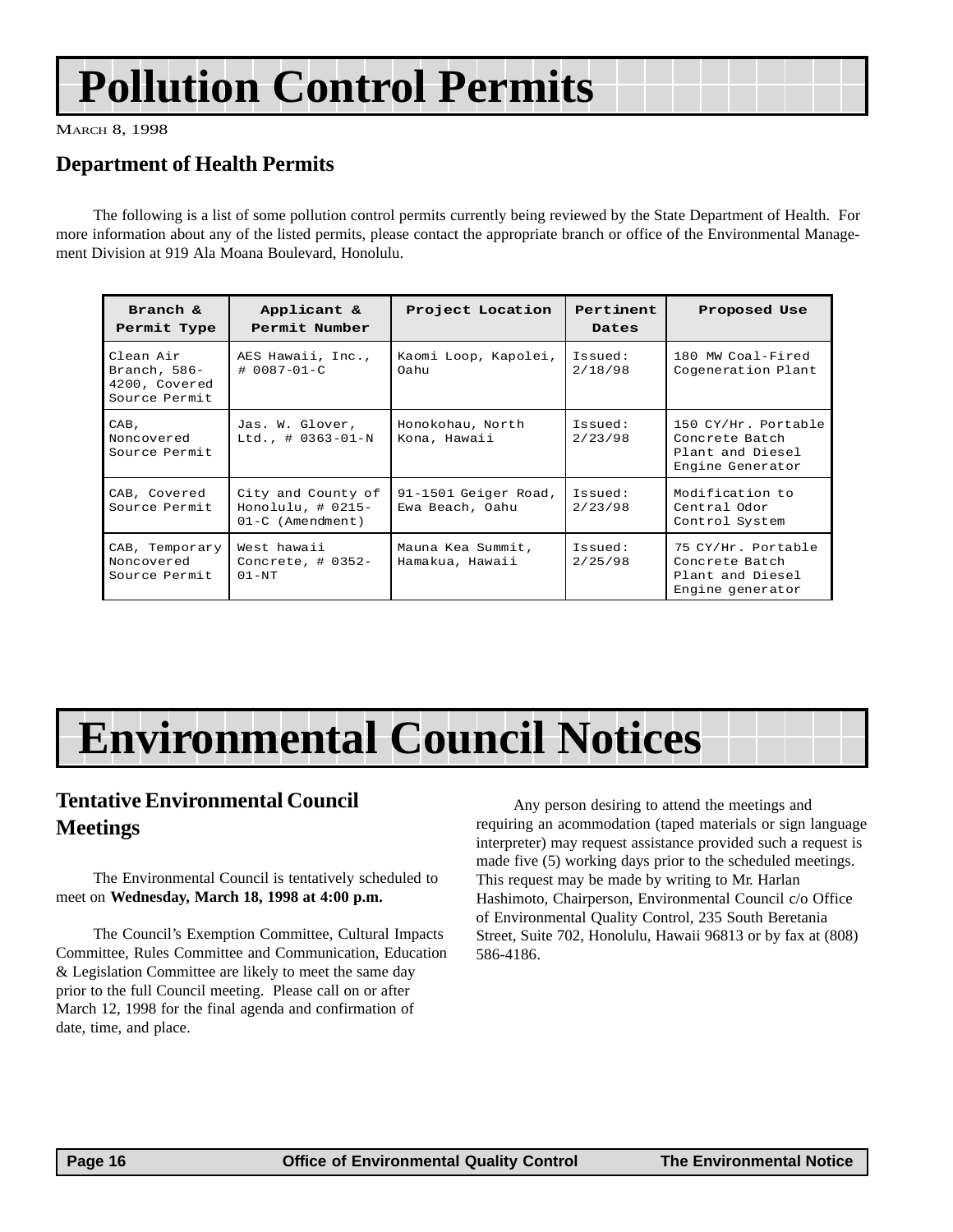# Pollution Control Permits

MARCH 8, 1998

## Department of Health Permits

The following is a list of some pollution control permits currently being reviewed by the State Department of Health. For more information about any of the listed permits, please contact the appropriate branch or office of the Environmental Management Division at 919 Ala Moana Boulevard, Honolulu.

| Branch & Permit Type | Applicant & Permit Number | Project Location | Pertinent Dates | Proposed Use |
|---|---|---|---|---|
| Clean Air Branch, 586-4200, Covered Source Permit | AES Hawaii, Inc., # 0087-01-C | Kaomi Loop, Kapolei, Oahu | Issued: 2/18/98 | 180 MW Coal-Fired Cogeneration Plant |
| CAB, Noncovered Source Permit | Jas. W. Glover, Ltd., # 0363-01-N | Honokohau, North Kona, Hawaii | Issued: 2/23/98 | 150 CY/Hr. Portable Concrete Batch Plant and Diesel Engine Generator |
| CAB, Covered Source Permit | City and County of Honolulu, # 0215-01-C (Amendment) | 91-1501 Geiger Road, Ewa Beach, Oahu | Issued: 2/23/98 | Modification to Central Odor Control System |
| CAB, Temporary Noncovered Source Permit | West hawaii Concrete, # 0352-01-NT | Mauna Kea Summit, Hamakua, Hawaii | Issued: 2/25/98 | 75 CY/Hr. Portable Concrete Batch Plant and Diesel Engine generator |

# Environmental Council Notices

## Tentative Environmental Council Meetings

The Environmental Council is tentatively scheduled to meet on **Wednesday, March 18, 1998 at 4:00 p.m.**

The Council's Exemption Committee, Cultural Impacts Committee, Rules Committee and Communication, Education & Legislation Committee are likely to meet the same day prior to the full Council meeting. Please call on or after March 12, 1998 for the final agenda and confirmation of date, time, and place.

Any person desiring to attend the meetings and requiring an acommodation (taped materials or sign language interpreter) may request assistance provided such a request is made five (5) working days prior to the scheduled meetings. This request may be made by writing to Mr. Harlan Hashimoto, Chairperson, Environmental Council c/o Office of Environmental Quality Control, 235 South Beretania Street, Suite 702, Honolulu, Hawaii 96813 or by fax at (808) 586-4186.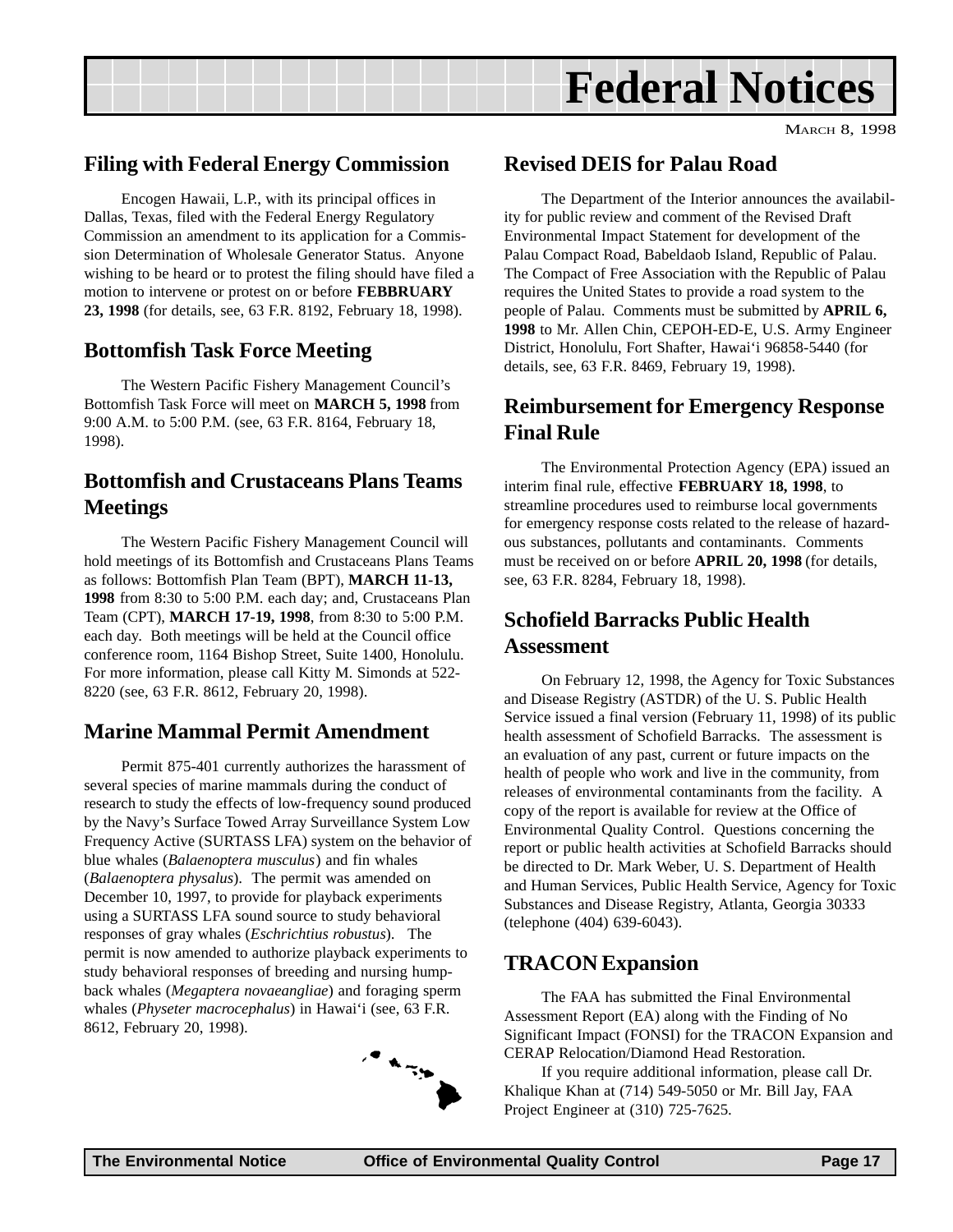# Federal Notices

MARCH 8, 1998

## Filing with Federal Energy Commission

Encogen Hawaii, L.P., with its principal offices in Dallas, Texas, filed with the Federal Energy Regulatory Commission an amendment to its application for a Commission Determination of Wholesale Generator Status. Anyone wishing to be heard or to protest the filing should have filed a motion to intervene or protest on or before **FEBBRUARY 23, 1998** (for details, see, 63 F.R. 8192, February 18, 1998).

## Bottomfish Task Force Meeting

The Western Pacific Fishery Management Council's Bottomfish Task Force will meet on **MARCH 5, 1998** from 9:00 A.M. to 5:00 P.M. (see, 63 F.R. 8164, February 18, 1998).

## Bottomfish and Crustaceans Plans Teams Meetings

The Western Pacific Fishery Management Council will hold meetings of its Bottomfish and Crustaceans Plans Teams as follows: Bottomfish Plan Team (BPT), **MARCH 11-13, 1998** from 8:30 to 5:00 P.M. each day; and, Crustaceans Plan Team (CPT), **MARCH 17-19, 1998**, from 8:30 to 5:00 P.M. each day. Both meetings will be held at the Council office conference room, 1164 Bishop Street, Suite 1400, Honolulu. For more information, please call Kitty M. Simonds at 522-8220 (see, 63 F.R. 8612, February 20, 1998).

## Marine Mammal Permit Amendment

Permit 875-401 currently authorizes the harassment of several species of marine mammals during the conduct of research to study the effects of low-frequency sound produced by the Navy's Surface Towed Array Surveillance System Low Frequency Active (SURTASS LFA) system on the behavior of blue whales (*Balaenoptera musculus*) and fin whales (*Balaenoptera physalus*). The permit was amended on December 10, 1997, to provide for playback experiments using a SURTASS LFA sound source to study behavioral responses of gray whales (*Eschrichtius robustus*). The permit is now amended to authorize playback experiments to study behavioral responses of breeding and nursing humpback whales (*Megaptera novaeangliae*) and foraging sperm whales (*Physeter macrocephalus*) in Hawai'i (see, 63 F.R. 8612, February 20, 1998).

## Revised DEIS for Palau Road

The Department of the Interior announces the availability for public review and comment of the Revised Draft Environmental Impact Statement for development of the Palau Compact Road, Babeldaob Island, Republic of Palau. The Compact of Free Association with the Republic of Palau requires the United States to provide a road system to the people of Palau. Comments must be submitted by **APRIL 6, 1998** to Mr. Allen Chin, CEPOH-ED-E, U.S. Army Engineer District, Honolulu, Fort Shafter, Hawai'i 96858-5440 (for details, see, 63 F.R. 8469, February 19, 1998).

## Reimbursement for Emergency Response Final Rule

The Environmental Protection Agency (EPA) issued an interim final rule, effective **FEBRUARY 18, 1998**, to streamline procedures used to reimburse local governments for emergency response costs related to the release of hazardous substances, pollutants and contaminants. Comments must be received on or before **APRIL 20, 1998** (for details, see, 63 F.R. 8284, February 18, 1998).

## Schofield Barracks Public Health Assessment

On February 12, 1998, the Agency for Toxic Substances and Disease Registry (ASTDR) of the U. S. Public Health Service issued a final version (February 11, 1998) of its public health assessment of Schofield Barracks. The assessment is an evaluation of any past, current or future impacts on the health of people who work and live in the community, from releases of environmental contaminants from the facility. A copy of the report is available for review at the Office of Environmental Quality Control. Questions concerning the report or public health activities at Schofield Barracks should be directed to Dr. Mark Weber, U. S. Department of Health and Human Services, Public Health Service, Agency for Toxic Substances and Disease Registry, Atlanta, Georgia 30333 (telephone (404) 639-6043).

## TRACON Expansion

The FAA has submitted the Final Environmental Assessment Report (EA) along with the Finding of No Significant Impact (FONSI) for the TRACON Expansion and CERAP Relocation/Diamond Head Restoration.

If you require additional information, please call Dr. Khalique Khan at (714) 549-5050 or Mr. Bill Jay, FAA Project Engineer at (310) 725-7625.